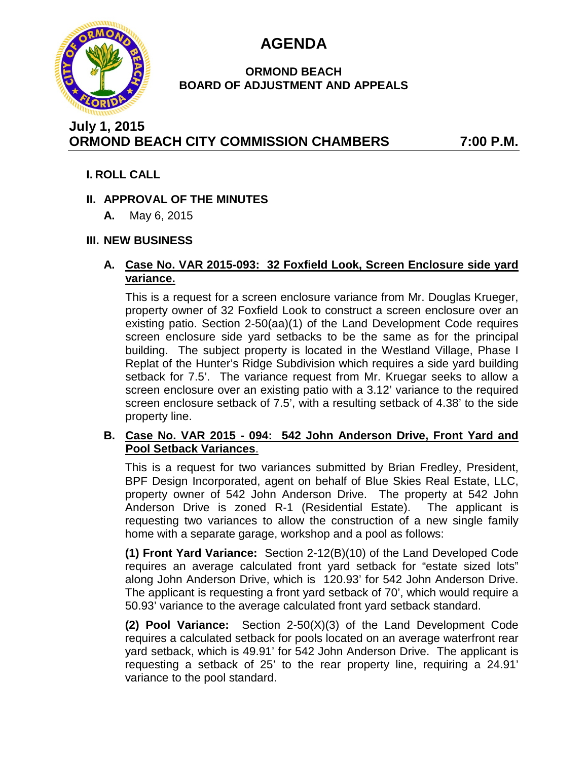# AGENDA

## ORMOND BEACH BOARD OF ADJUSTMENT AND APPEALS

**July 1, 2015**
**ORMOND BEACH CITY COMMISSION CHAMBERS 7:00 P.M.**

### I. ROLL CALL

### II. APPROVAL OF THE MINUTES

**A.** May 6, 2015

### III. NEW BUSINESS

**A. Case No. VAR 2015-093: 32 Foxfield Look, Screen Enclosure side yard variance.**

This is a request for a screen enclosure variance from Mr. Douglas Krueger, property owner of 32 Foxfield Look to construct a screen enclosure over an existing patio. Section 2-50(aa)(1) of the Land Development Code requires screen enclosure side yard setbacks to be the same as for the principal building. The subject property is located in the Westland Village, Phase I Replat of the Hunter's Ridge Subdivision which requires a side yard building setback for 7.5'. The variance request from Mr. Kruegar seeks to allow a screen enclosure over an existing patio with a 3.12' variance to the required screen enclosure setback of 7.5', with a resulting setback of 4.38' to the side property line.

**B. Case No. VAR 2015 - 094: 542 John Anderson Drive, Front Yard and Pool Setback Variances.**

This is a request for two variances submitted by Brian Fredley, President, BPF Design Incorporated, agent on behalf of Blue Skies Real Estate, LLC, property owner of 542 John Anderson Drive. The property at 542 John Anderson Drive is zoned R-1 (Residential Estate). The applicant is requesting two variances to allow the construction of a new single family home with a separate garage, workshop and a pool as follows:

**(1) Front Yard Variance:** Section 2-12(B)(10) of the Land Developed Code requires an average calculated front yard setback for "estate sized lots" along John Anderson Drive, which is 120.93' for 542 John Anderson Drive. The applicant is requesting a front yard setback of 70', which would require a 50.93' variance to the average calculated front yard setback standard.

**(2) Pool Variance:** Section 2-50(X)(3) of the Land Development Code requires a calculated setback for pools located on an average waterfront rear yard setback, which is 49.91' for 542 John Anderson Drive. The applicant is requesting a setback of 25' to the rear property line, requiring a 24.91' variance to the pool standard.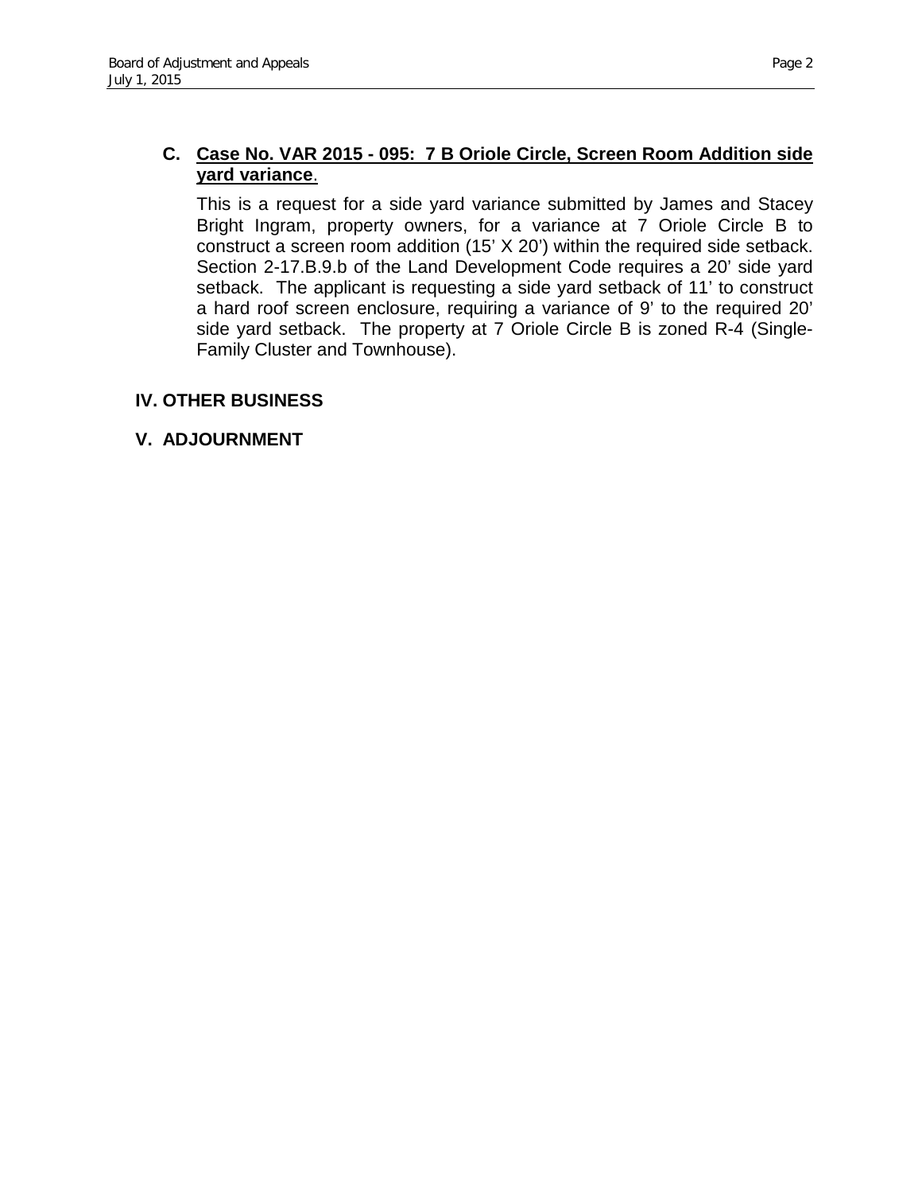**C. Case No. VAR 2015 - 095: 7 B Oriole Circle, Screen Room Addition side yard variance.**

This is a request for a side yard variance submitted by James and Stacey Bright Ingram, property owners, for a variance at 7 Oriole Circle B to construct a screen room addition (15' X 20') within the required side setback. Section 2-17.B.9.b of the Land Development Code requires a 20' side yard setback. The applicant is requesting a side yard setback of 11' to construct a hard roof screen enclosure, requiring a variance of 9' to the required 20' side yard setback. The property at 7 Oriole Circle B is zoned R-4 (Single-Family Cluster and Townhouse).

## IV. OTHER BUSINESS

## V. ADJOURNMENT